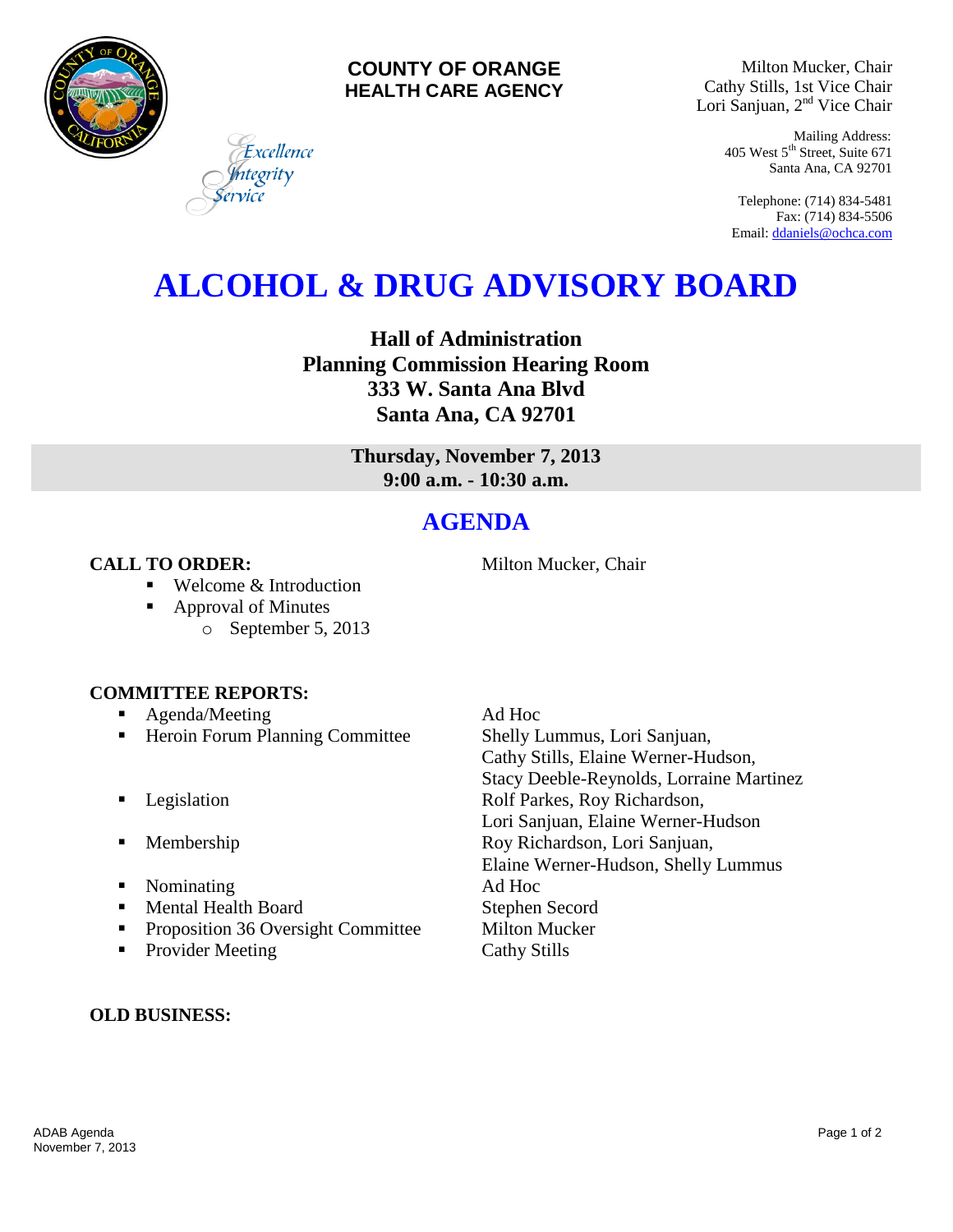**COUNTY OF ORANGE**
**HEALTH CARE AGENCY**

*Excellence*
*Integrity*
*Service*

Milton Mucker, Chair
Cathy Stills, 1st Vice Chair
Lori Sanjuan, 2nd Vice Chair

Mailing Address:
405 West 5th Street, Suite 671
Santa Ana, CA 92701

Telephone: (714) 834-5481
Fax: (714) 834-5506
Email: ddaniels@ochca.com

# ALCOHOL & DRUG ADVISORY BOARD

**Hall of Administration**
**Planning Commission Hearing Room**
**333 W. Santa Ana Blvd**
**Santa Ana, CA 92701**

**Thursday, November 7, 2013**
**9:00 a.m. - 10:30 a.m.**

## AGENDA

**CALL TO ORDER:** Milton Mucker, Chair

- Welcome & Introduction
- Approval of Minutes
  - September 5, 2013

**COMMITTEE REPORTS:**

- Agenda/Meeting — Ad Hoc
- Heroin Forum Planning Committee — Shelly Lummus, Lori Sanjuan, Cathy Stills, Elaine Werner-Hudson, Stacy Deeble-Reynolds, Lorraine Martinez
- Legislation — Rolf Parkes, Roy Richardson, Lori Sanjuan, Elaine Werner-Hudson
- Membership — Roy Richardson, Lori Sanjuan, Elaine Werner-Hudson, Shelly Lummus
- Nominating — Ad Hoc
- Mental Health Board — Stephen Secord
- Proposition 36 Oversight Committee — Milton Mucker
- Provider Meeting — Cathy Stills

**OLD BUSINESS:**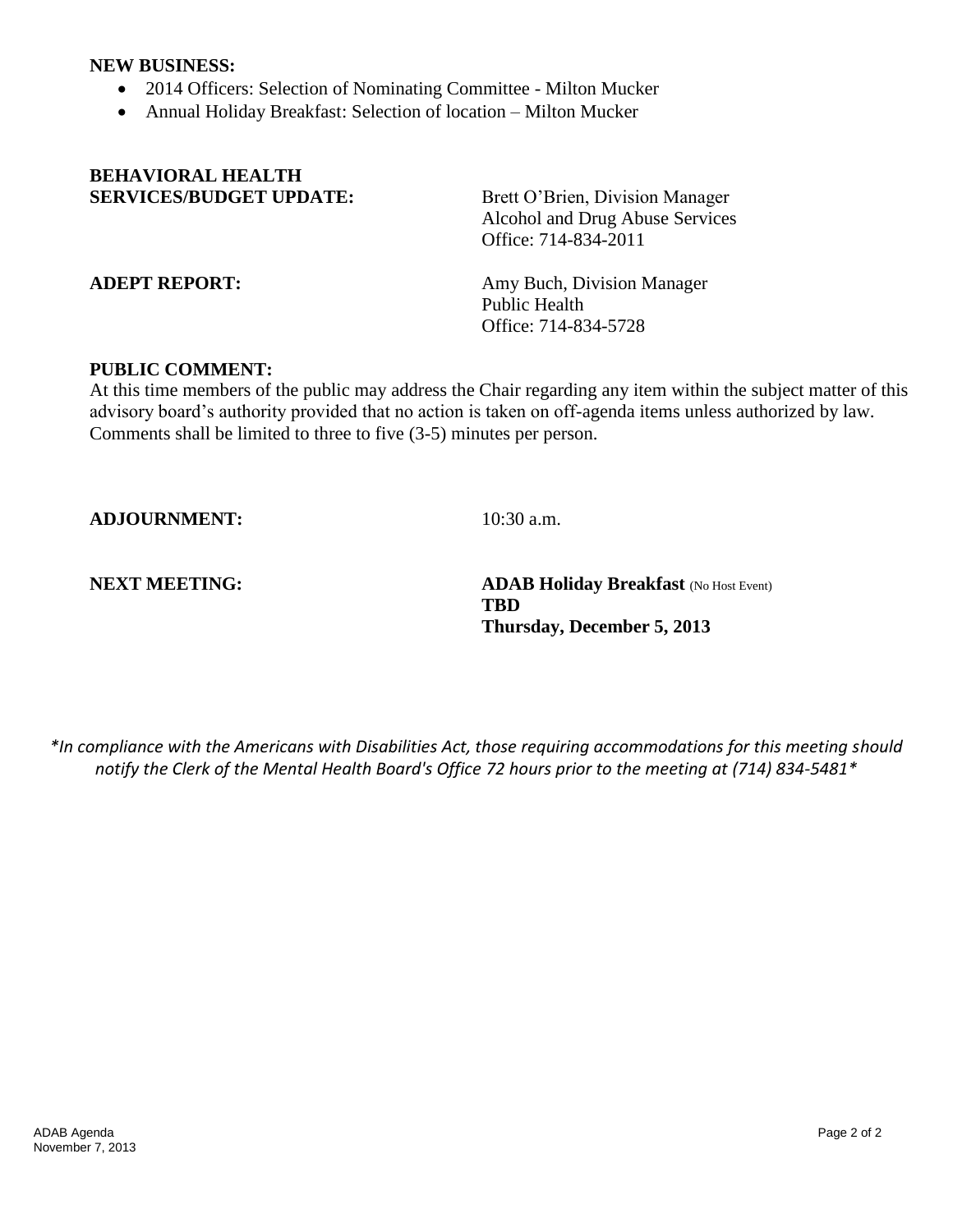**NEW BUSINESS:**

- 2014 Officers: Selection of Nominating Committee - Milton Mucker
- Annual Holiday Breakfast: Selection of location – Milton Mucker

**BEHAVIORAL HEALTH SERVICES/BUDGET UPDATE:**
Brett O'Brien, Division Manager
Alcohol and Drug Abuse Services
Office: 714-834-2011

**ADEPT REPORT:**
Amy Buch, Division Manager
Public Health
Office: 714-834-5728

**PUBLIC COMMENT:**
At this time members of the public may address the Chair regarding any item within the subject matter of this advisory board's authority provided that no action is taken on off-agenda items unless authorized by law. Comments shall be limited to three to five (3-5) minutes per person.

**ADJOURNMENT:** 10:30 a.m.

**NEXT MEETING:**
**ADAB Holiday Breakfast** (No Host Event)
**TBD**
**Thursday, December 5, 2013**

**In compliance with the Americans with Disabilities Act, those requiring accommodations for this meeting should notify the Clerk of the Mental Health Board's Office 72 hours prior to the meeting at (714) 834-5481**